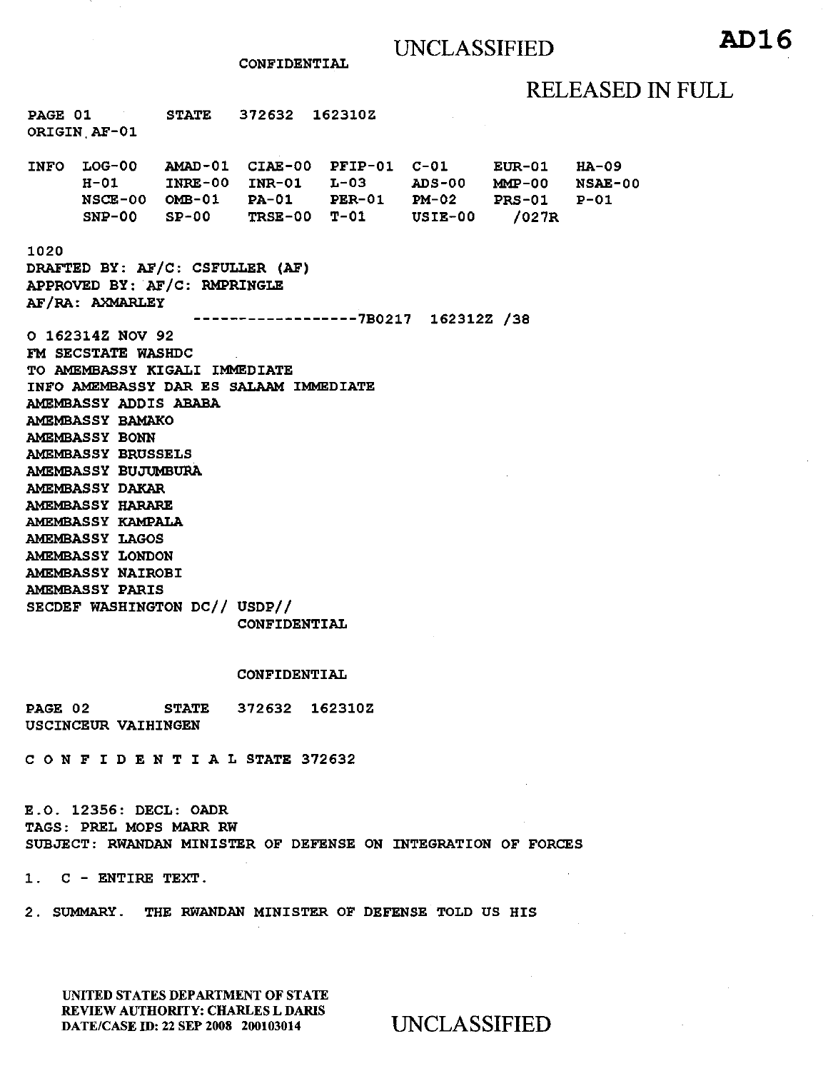UNCLASSIFIED **AD16**

CONFIDENTIAL

RELEASED IN FULL

PAGE 01 STATE 372632 162310Z
ORIGIN AF-01

| INFO | LOG-00 | AMAD-01 | CIAE-00 | PFIP-01 | C-01 | EUR-01 | HA-09 |
|---|---|---|---|---|---|---|---|
| | H-01 | INRE-00 | INR-01 | L-03 | ADS-00 | MMP-00 | NSAE-00 |
| | NSCE-00 | OMB-01 | PA-01 | PER-01 | PM-02 | PRS-01 | P-01 |
| | SNP-00 | SP-00 | TRSE-00 | T-01 | USIE-00 | /027R | |

1020
DRAFTED BY: AF/C: CSFULLER (AF)
APPROVED BY: AF/C: RMPRINGLE
AF/RA: AXMARLEY
------------------7B0217 162312Z /38

O 162314Z NOV 92
FM SECSTATE WASHDC
TO AMEMBASSY KIGALI IMMEDIATE
INFO AMEMBASSY DAR ES SALAAM IMMEDIATE
AMEMBASSY ADDIS ABABA
AMEMBASSY BAMAKO
AMEMBASSY BONN
AMEMBASSY BRUSSELS
AMEMBASSY BUJUMBURA
AMEMBASSY DAKAR
AMEMBASSY HARARE
AMEMBASSY KAMPALA
AMEMBASSY LAGOS
AMEMBASSY LONDON
AMEMBASSY NAIROBI
AMEMBASSY PARIS
SECDEF WASHINGTON DC// USDP//

CONFIDENTIAL

CONFIDENTIAL

PAGE 02 STATE 372632 162310Z
USCINCEUR VAIHINGEN

C O N F I D E N T I A L STATE 372632

E.O. 12356: DECL: OADR
TAGS: PREL MOPS MARR RW
SUBJECT: RWANDAN MINISTER OF DEFENSE ON INTEGRATION OF FORCES

1. C - ENTIRE TEXT.

2. SUMMARY. THE RWANDAN MINISTER OF DEFENSE TOLD US HIS

UNITED STATES DEPARTMENT OF STATE
REVIEW AUTHORITY: CHARLES L DARIS
DATE/CASE ID: 22 SEP 2008 200103014

UNCLASSIFIED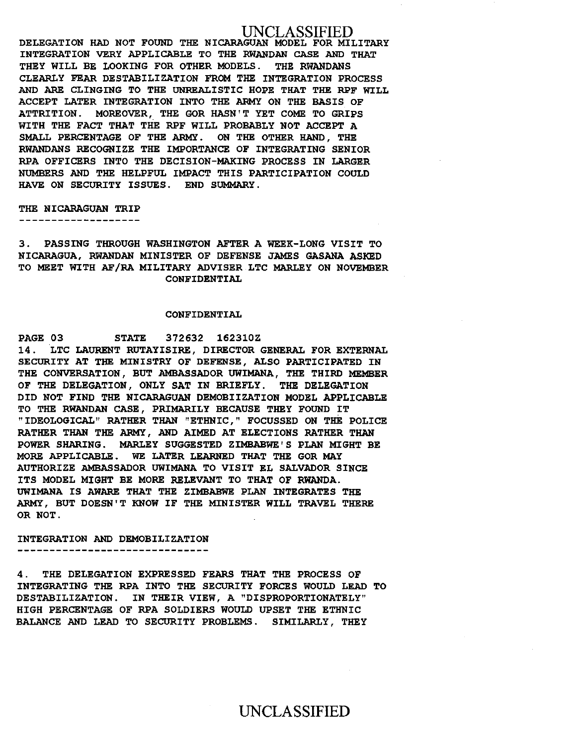DELEGATION HAD NOT FOUND THE NICARAGUAN MODEL FOR MILITARY INTEGRATION VERY APPLICABLE TO THE RWANDAN CASE AND THAT THEY WILL BE LOOKING FOR OTHER MODELS. THE RWANDANS CLEARLY FEAR DESTABILIZATION FROM THE INTEGRATION PROCESS AND ARE CLINGING TO THE UNREALISTIC HOPE THAT THE RPF WILL ACCEPT LATER INTEGRATION INTO THE ARMY ON THE BASIS OF ATTRITION. MOREOVER, THE GOR HASN'T YET COME TO GRIPS WITH THE FACT THAT THE RPF WILL PROBABLY NOT ACCEPT A SMALL PERCENTAGE OF THE ARMY. ON THE OTHER HAND, THE RWANDANS RECOGNIZE THE IMPORTANCE OF INTEGRATING SENIOR RPA OFFICERS INTO THE DECISION-MAKING PROCESS IN LARGER NUMBERS AND THE HELPFUL IMPACT THIS PARTICIPATION COULD HAVE ON SECURITY ISSUES. END SUMMARY.

THE NICARAGUAN TRIP
-------------------

3. PASSING THROUGH WASHINGTON AFTER A WEEK-LONG VISIT TO NICARAGUA, RWANDAN MINISTER OF DEFENSE JAMES GASANA ASKED TO MEET WITH AF/RA MILITARY ADVISER LTC MARLEY ON NOVEMBER

CONFIDENTIAL

CONFIDENTIAL

PAGE 03 STATE 372632 162310Z

14. LTC LAURENT RUTAYISIRE, DIRECTOR GENERAL FOR EXTERNAL SECURITY AT THE MINISTRY OF DEFENSE, ALSO PARTICIPATED IN THE CONVERSATION, BUT AMBASSADOR UWIMANA, THE THIRD MEMBER OF THE DELEGATION, ONLY SAT IN BRIEFLY. THE DELEGATION DID NOT FIND THE NICARAGUAN DEMOBIIZATION MODEL APPLICABLE TO THE RWANDAN CASE, PRIMARILY BECAUSE THEY FOUND IT "IDEOLOGICAL" RATHER THAN "ETHNIC," FOCUSSED ON THE POLICE RATHER THAN THE ARMY, AND AIMED AT ELECTIONS RATHER THAN POWER SHARING. MARLEY SUGGESTED ZIMBABWE'S PLAN MIGHT BE MORE APPLICABLE. WE LATER LEARNED THAT THE GOR MAY AUTHORIZE AMBASSADOR UWIMANA TO VISIT EL SALVADOR SINCE ITS MODEL MIGHT BE MORE RELEVANT TO THAT OF RWANDA. UWIMANA IS AWARE THAT THE ZIMBABWE PLAN INTEGRATES THE ARMY, BUT DOESN'T KNOW IF THE MINISTER WILL TRAVEL THERE OR NOT.

INTEGRATION AND DEMOBILIZATION
------------------------------

4. THE DELEGATION EXPRESSED FEARS THAT THE PROCESS OF INTEGRATING THE RPA INTO THE SECURITY FORCES WOULD LEAD TO DESTABILIZATION. IN THEIR VIEW, A "DISPROPORTIONATELY" HIGH PERCENTAGE OF RPA SOLDIERS WOULD UPSET THE ETHNIC BALANCE AND LEAD TO SECURITY PROBLEMS. SIMILARLY, THEY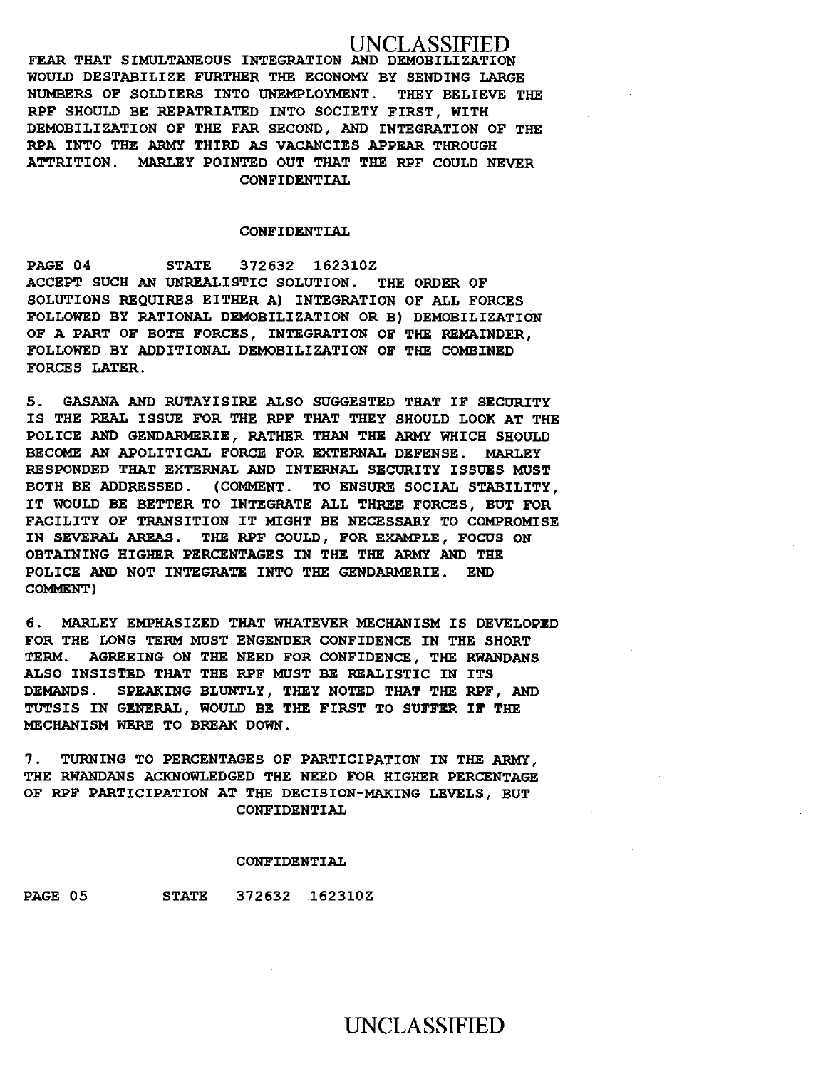FEAR THAT SIMULTANEOUS INTEGRATION AND DEMOBILIZATION WOULD DESTABILIZE FURTHER THE ECONOMY BY SENDING LARGE NUMBERS OF SOLDIERS INTO UNEMPLOYMENT. THEY BELIEVE THE RPF SHOULD BE REPATRIATED INTO SOCIETY FIRST, WITH DEMOBILIZATION OF THE FAR SECOND, AND INTEGRATION OF THE RPA INTO THE ARMY THIRD AS VACANCIES APPEAR THROUGH ATTRITION. MARLEY POINTED OUT THAT THE RPF COULD NEVER ACCEPT SUCH AN UNREALISTIC SOLUTION. THE ORDER OF SOLUTIONS REQUIRES EITHER A) INTEGRATION OF ALL FORCES FOLLOWED BY RATIONAL DEMOBILIZATION OR B) DEMOBILIZATION OF A PART OF BOTH FORCES, INTEGRATION OF THE REMAINDER, FOLLOWED BY ADDITIONAL DEMOBILIZATION OF THE COMBINED FORCES LATER.

5. GASANA AND RUTAYISIRE ALSO SUGGESTED THAT IF SECURITY IS THE REAL ISSUE FOR THE RPF THAT THEY SHOULD LOOK AT THE POLICE AND GENDARMERIE, RATHER THAN THE ARMY WHICH SHOULD BECOME AN APOLITICAL FORCE FOR EXTERNAL DEFENSE. MARLEY RESPONDED THAT EXTERNAL AND INTERNAL SECURITY ISSUES MUST BOTH BE ADDRESSED. (COMMENT. TO ENSURE SOCIAL STABILITY, IT WOULD BE BETTER TO INTEGRATE ALL THREE FORCES, BUT FOR FACILITY OF TRANSITION IT MIGHT BE NECESSARY TO COMPROMISE IN SEVERAL AREAS. THE RPF COULD, FOR EXAMPLE, FOCUS ON OBTAINING HIGHER PERCENTAGES IN THE THE ARMY AND THE POLICE AND NOT INTEGRATE INTO THE GENDARMERIE. END COMMENT)

6. MARLEY EMPHASIZED THAT WHATEVER MECHANISM IS DEVELOPED FOR THE LONG TERM MUST ENGENDER CONFIDENCE IN THE SHORT TERM. AGREEING ON THE NEED FOR CONFIDENCE, THE RWANDANS ALSO INSISTED THAT THE RPF MUST BE REALISTIC IN ITS DEMANDS. SPEAKING BLUNTLY, THEY NOTED THAT THE RPF, AND TUTSIS IN GENERAL, WOULD BE THE FIRST TO SUFFER IF THE MECHANISM WERE TO BREAK DOWN.

7. TURNING TO PERCENTAGES OF PARTICIPATION IN THE ARMY, THE RWANDANS ACKNOWLEDGED THE NEED FOR HIGHER PERCENTAGE OF RPF PARTICIPATION AT THE DECISION-MAKING LEVELS, BUT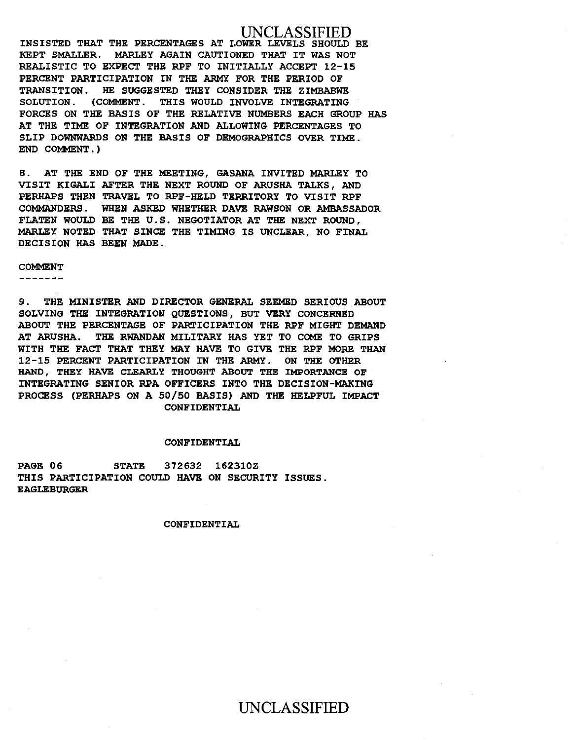INSISTED THAT THE PERCENTAGES AT LOWER LEVELS SHOULD BE KEPT SMALLER. MARLEY AGAIN CAUTIONED THAT IT WAS NOT REALISTIC TO EXPECT THE RPF TO INITIALLY ACCEPT 12-15 PERCENT PARTICIPATION IN THE ARMY FOR THE PERIOD OF TRANSITION. HE SUGGESTED THEY CONSIDER THE ZIMBABWE SOLUTION. (COMMENT. THIS WOULD INVOLVE INTEGRATING FORCES ON THE BASIS OF THE RELATIVE NUMBERS EACH GROUP HAS AT THE TIME OF INTEGRATION AND ALLOWING PERCENTAGES TO SLIP DOWNWARDS ON THE BASIS OF DEMOGRAPHICS OVER TIME. END COMMENT.)

8. AT THE END OF THE MEETING, GASANA INVITED MARLEY TO VISIT KIGALI AFTER THE NEXT ROUND OF ARUSHA TALKS, AND PERHAPS THEN TRAVEL TO RPF-HELD TERRITORY TO VISIT RPF COMMANDERS. WHEN ASKED WHETHER DAVE RAWSON OR AMBASSADOR FLATEN WOULD BE THE U.S. NEGOTIATOR AT THE NEXT ROUND, MARLEY NOTED THAT SINCE THE TIMING IS UNCLEAR, NO FINAL DECISION HAS BEEN MADE.

COMMENT
-------

9. THE MINISTER AND DIRECTOR GENERAL SEEMED SERIOUS ABOUT SOLVING THE INTEGRATION QUESTIONS, BUT VERY CONCERNED ABOUT THE PERCENTAGE OF PARTICIPATION THE RPF MIGHT DEMAND AT ARUSHA. THE RWANDAN MILITARY HAS YET TO COME TO GRIPS WITH THE FACT THAT THEY MAY HAVE TO GIVE THE RPF MORE THAN 12-15 PERCENT PARTICIPATION IN THE ARMY. ON THE OTHER HAND, THEY HAVE CLEARLY THOUGHT ABOUT THE IMPORTANCE OF INTEGRATING SENIOR RPA OFFICERS INTO THE DECISION-MAKING PROCESS (PERHAPS ON A 50/50 BASIS) AND THE HELPFUL IMPACT THIS PARTICIPATION COULD HAVE ON SECURITY ISSUES.
EAGLEBURGER